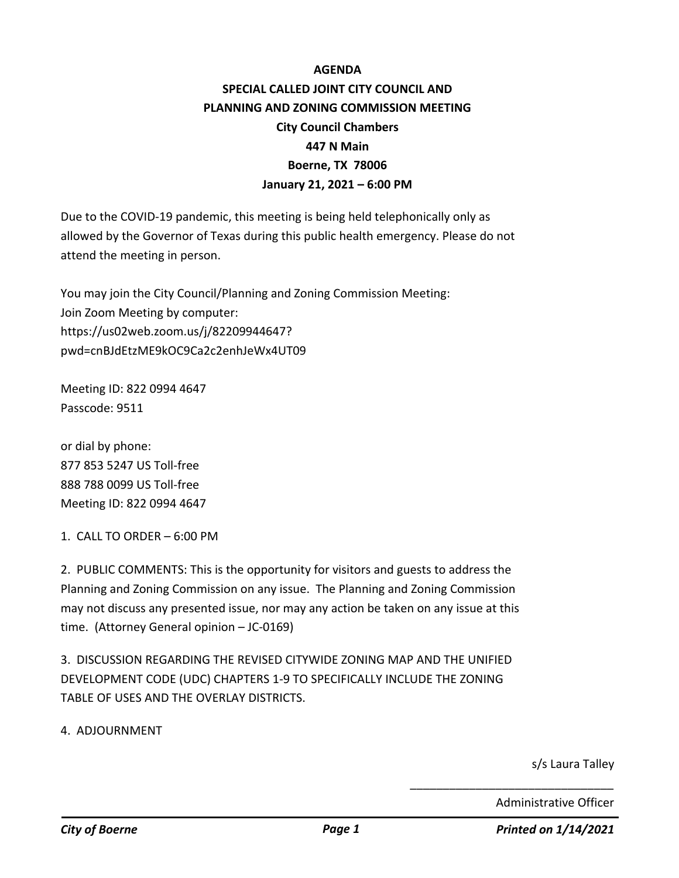# AGENDA

## SPECIAL CALLED JOINT CITY COUNCIL AND PLANNING AND ZONING COMMISSION MEETING

**City Council Chambers**
**447 N Main**
**Boerne, TX 78006**
**January 21, 2021 – 6:00 PM**

Due to the COVID-19 pandemic, this meeting is being held telephonically only as allowed by the Governor of Texas during this public health emergency. Please do not attend the meeting in person.

You may join the City Council/Planning and Zoning Commission Meeting:
Join Zoom Meeting by computer:
https://us02web.zoom.us/j/82209944647?pwd=cnBJdEtzME9kOC9Ca2c2enhJeWx4UT09

Meeting ID: 822 0994 4647
Passcode: 9511

or dial by phone:
877 853 5247 US Toll-free
888 788 0099 US Toll-free
Meeting ID: 822 0994 4647

1. CALL TO ORDER – 6:00 PM

2. PUBLIC COMMENTS: This is the opportunity for visitors and guests to address the Planning and Zoning Commission on any issue. The Planning and Zoning Commission may not discuss any presented issue, nor may any action be taken on any issue at this time. (Attorney General opinion – JC-0169)

3. DISCUSSION REGARDING THE REVISED CITYWIDE ZONING MAP AND THE UNIFIED DEVELOPMENT CODE (UDC) CHAPTERS 1-9 TO SPECIFICALLY INCLUDE THE ZONING TABLE OF USES AND THE OVERLAY DISTRICTS.

4. ADJOURNMENT

s/s Laura Talley

_______________________________

Administrative Officer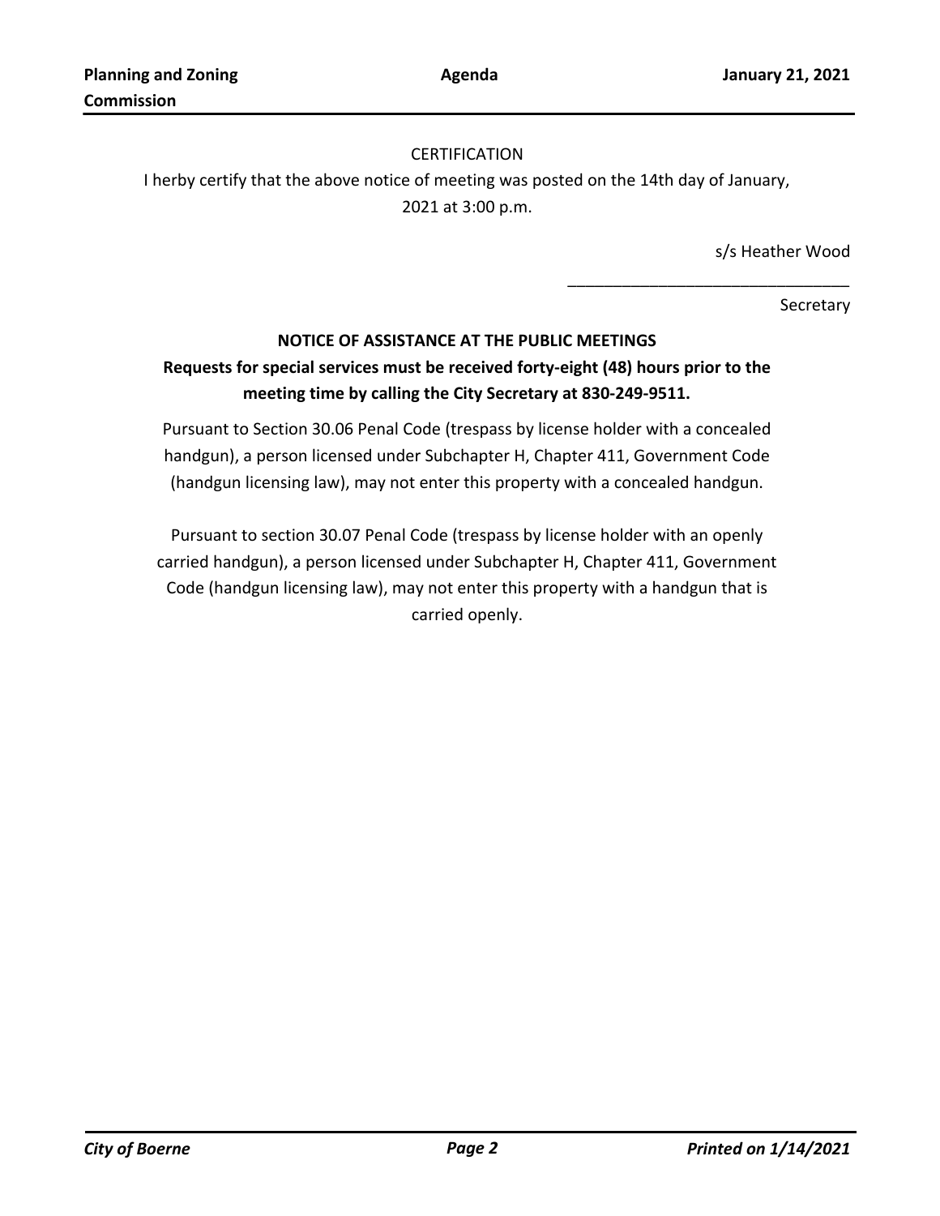CERTIFICATION

I herby certify that the above notice of meeting was posted on the 14th day of January, 2021 at 3:00 p.m.

s/s Heather Wood

_______________________________

Secretary

**NOTICE OF ASSISTANCE AT THE PUBLIC MEETINGS**

**Requests for special services must be received forty-eight (48) hours prior to the meeting time by calling the City Secretary at 830-249-9511.**

Pursuant to Section 30.06 Penal Code (trespass by license holder with a concealed handgun), a person licensed under Subchapter H, Chapter 411, Government Code (handgun licensing law), may not enter this property with a concealed handgun.

Pursuant to section 30.07 Penal Code (trespass by license holder with an openly carried handgun), a person licensed under Subchapter H, Chapter 411, Government Code (handgun licensing law), may not enter this property with a handgun that is carried openly.